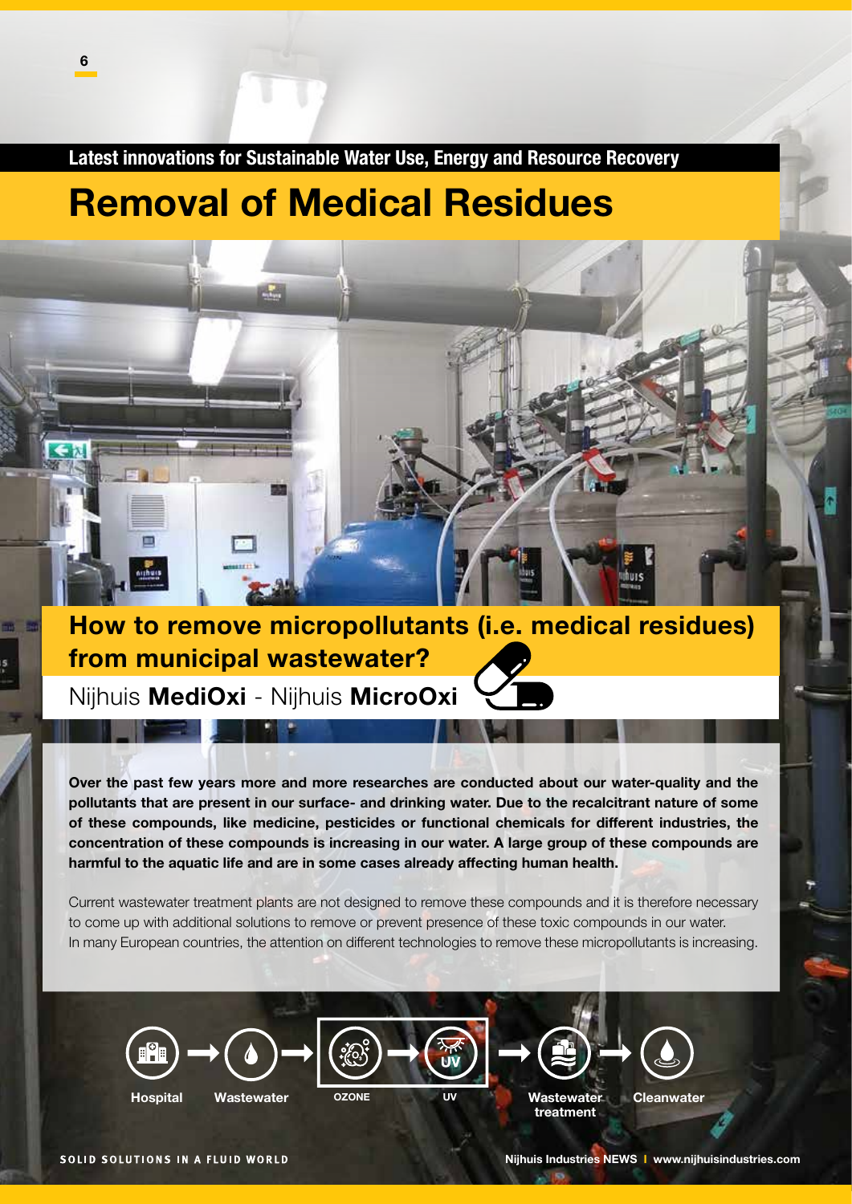Latest innovations for Sustainable Water Use, Energy and Resource Recovery

# Removal of Medical Residues

## How to remove micropollutants (i.e. medical residues) from municipal wastewater?

Nijhuis **MediOxi** - Nijhuis **MicroOxi**

**Over the past few years more and more researches are conducted about our water-quality and the pollutants that are present in our surface- and drinking water. Due to the recalcitrant nature of some of these compounds, like medicine, pesticides or functional chemicals for different industries, the concentration of these compounds is increasing in our water. A large group of these compounds are harmful to the aquatic life and are in some cases already affecting human health.**

Current wastewater treatment plants are not designed to remove these compounds and it is therefore necessary to come up with additional solutions to remove or prevent presence of these toxic compounds in our water. In many European countries, the attention on different technologies to remove these micropollutants is increasing.

Hospital → Wastewater → OZONE → UV → Wastewater treatment → Cleanwater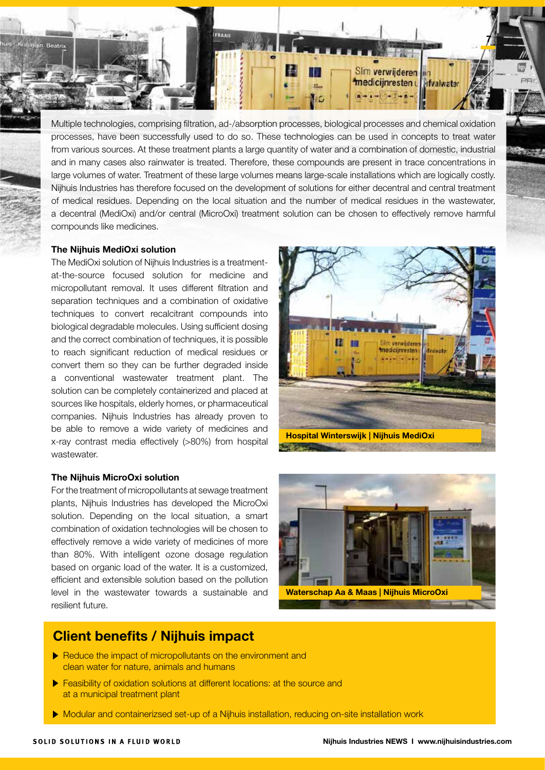Multiple technologies, comprising filtration, ad-/absorption processes, biological processes and chemical oxidation processes, have been successfully used to do so. These technologies can be used in concepts to treat water from various sources. At these treatment plants a large quantity of water and a combination of domestic, industrial and in many cases also rainwater is treated. Therefore, these compounds are present in trace concentrations in large volumes of water. Treatment of these large volumes means large-scale installations which are logically costly. Nijhuis Industries has therefore focused on the development of solutions for either decentral and central treatment of medical residues. Depending on the local situation and the number of medical residues in the wastewater, a decentral (MediOxi) and/or central (MicroOxi) treatment solution can be chosen to effectively remove harmful compounds like medicines.

### The Nijhuis MediOxi solution

The MediOxi solution of Nijhuis Industries is a treatment-at-the-source focused solution for medicine and micropollutant removal. It uses different filtration and separation techniques and a combination of oxidative techniques to convert recalcitrant compounds into biological degradable molecules. Using sufficient dosing and the correct combination of techniques, it is possible to reach significant reduction of medical residues or convert them so they can be further degraded inside a conventional wastewater treatment plant. The solution can be completely containerized and placed at sources like hospitals, elderly homes, or pharmaceutical companies. Nijhuis Industries has already proven to be able to remove a wide variety of medicines and x-ray contrast media effectively (>80%) from hospital wastewater.

**Hospital Winterswijk | Nijhuis MediOxi**

### The Nijhuis MicroOxi solution

For the treatment of micropollutants at sewage treatment plants, Nijhuis Industries has developed the MicroOxi solution. Depending on the local situation, a smart combination of oxidation technologies will be chosen to effectively remove a wide variety of medicines of more than 80%. With intelligent ozone dosage regulation based on organic load of the water. It is a customized, efficient and extensible solution based on the pollution level in the wastewater towards a sustainable and resilient future.

**Waterschap Aa & Maas | Nijhuis MicroOxi**

## Client benefits / Nijhuis impact

- Reduce the impact of micropollutants on the environment and clean water for nature, animals and humans
- Feasibility of oxidation solutions at different locations: at the source and at a municipal treatment plant
- Modular and containerizsed set-up of a Nijhuis installation, reducing on-site installation work